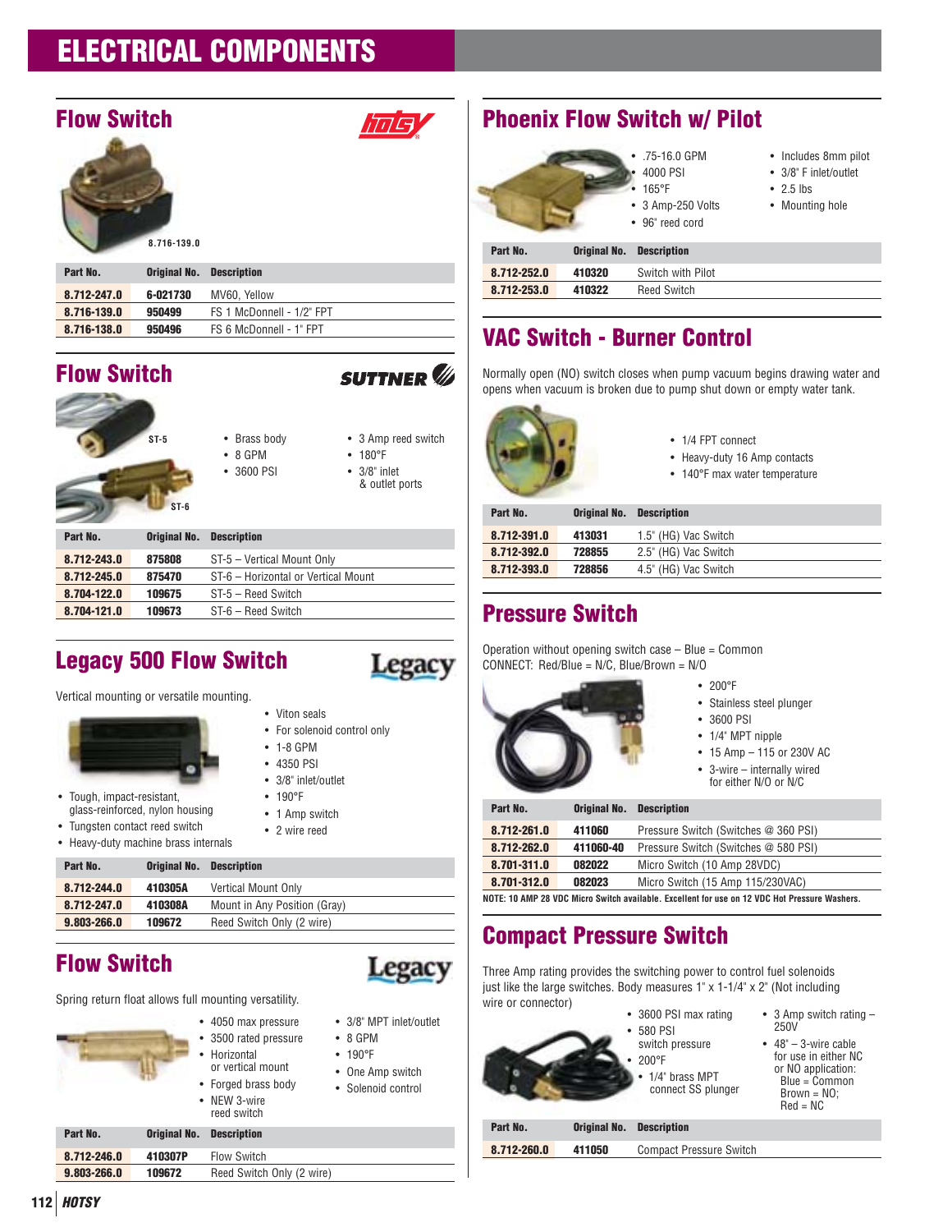# ELECTRICAL COMPONENTS

## Flow Switch

8.716-139.0

| Part No. | Original No. | Description |
|---|---|---|
| 8.712-247.0 | 6-021730 | MV60, Yellow |
| 8.716-139.0 | 950499 | FS 1 McDonnell - 1/2" FPT |
| 8.716-138.0 | 950496 | FS 6 McDonnell - 1" FPT |

## Flow Switch

SUTTNER

ST-5

ST-6

- Brass body
- 8 GPM
- 3600 PSI
- 3 Amp reed switch
- 180°F
- 3/8" inlet & outlet ports

| Part No. | Original No. | Description |
|---|---|---|
| 8.712-243.0 | 875808 | ST-5 – Vertical Mount Only |
| 8.712-245.0 | 875470 | ST-6 – Horizontal or Vertical Mount |
| 8.704-122.0 | 109675 | ST-5 – Reed Switch |
| 8.704-121.0 | 109673 | ST-6 – Reed Switch |

## Legacy 500 Flow Switch

Vertical mounting or versatile mounting.

- Tough, impact-resistant, glass-reinforced, nylon housing
- Tungsten contact reed switch
- Heavy-duty machine brass internals
- Viton seals
- For solenoid control only
- 1-8 GPM
- 4350 PSI
- 3/8" inlet/outlet
- 190°F
- 1 Amp switch
- 2 wire reed

| Part No. | Original No. | Description |
|---|---|---|
| 8.712-244.0 | 410305A | Vertical Mount Only |
| 8.712-247.0 | 410308A | Mount in Any Position (Gray) |
| 9.803-266.0 | 109672 | Reed Switch Only (2 wire) |

## Flow Switch

Spring return float allows full mounting versatility.

- 4050 max pressure
- 3500 rated pressure
- Horizontal or vertical mount
- Forged brass body
- NEW 3-wire reed switch
- 3/8" MPT inlet/outlet
- 8 GPM
- 190°F
- One Amp switch
- Solenoid control

| Part No. | Original No. | Description |
|---|---|---|
| 8.712-246.0 | 410307P | Flow Switch |
| 9.803-266.0 | 109672 | Reed Switch Only (2 wire) |

## Phoenix Flow Switch w/ Pilot

- .75-16.0 GPM
- 4000 PSI
- 165°F
- 3 Amp-250 Volts
- 96" reed cord
- Includes 8mm pilot
- 3/8" F inlet/outlet
- 2.5 lbs
- Mounting hole

| Part No. | Original No. | Description |
|---|---|---|
| 8.712-252.0 | 410320 | Switch with Pilot |
| 8.712-253.0 | 410322 | Reed Switch |

## VAC Switch - Burner Control

Normally open (NO) switch closes when pump vacuum begins drawing water and opens when vacuum is broken due to pump shut down or empty water tank.

- 1/4 FPT connect
- Heavy-duty 16 Amp contacts
- 140°F max water temperature

| Part No. | Original No. | Description |
|---|---|---|
| 8.712-391.0 | 413031 | 1.5" (HG) Vac Switch |
| 8.712-392.0 | 728855 | 2.5" (HG) Vac Switch |
| 8.712-393.0 | 728856 | 4.5" (HG) Vac Switch |

## Pressure Switch

Operation without opening switch case – Blue = Common
CONNECT: Red/Blue = N/C, Blue/Brown = N/O

- 200°F
- Stainless steel plunger
- 3600 PSI
- 1/4" MPT nipple
- 15 Amp – 115 or 230V AC
- 3-wire – internally wired for either N/O or N/C

| Part No. | Original No. | Description |
|---|---|---|
| 8.712-261.0 | 411060 | Pressure Switch (Switches @ 360 PSI) |
| 8.712-262.0 | 411060-40 | Pressure Switch (Switches @ 580 PSI) |
| 8.701-311.0 | 082022 | Micro Switch (10 Amp 28VDC) |
| 8.701-312.0 | 082023 | Micro Switch (15 Amp 115/230VAC) |

**NOTE: 10 AMP 28 VDC Micro Switch available. Excellent for use on 12 VDC Hot Pressure Washers.**

## Compact Pressure Switch

Three Amp rating provides the switching power to control fuel solenoids just like the large switches. Body measures 1" x 1-1/4" x 2" (Not including wire or connector)

- 3600 PSI max rating
- 580 PSI switch pressure
- 200°F
- 1/4" brass MPT connect SS plunger
- 3 Amp switch rating – 250V
- 48" – 3-wire cable for use in either NC or NO application: Blue = Common Brown = NO; Red = NC

| Part No. | Original No. | Description |
|---|---|---|
| 8.712-260.0 | 411050 | Compact Pressure Switch |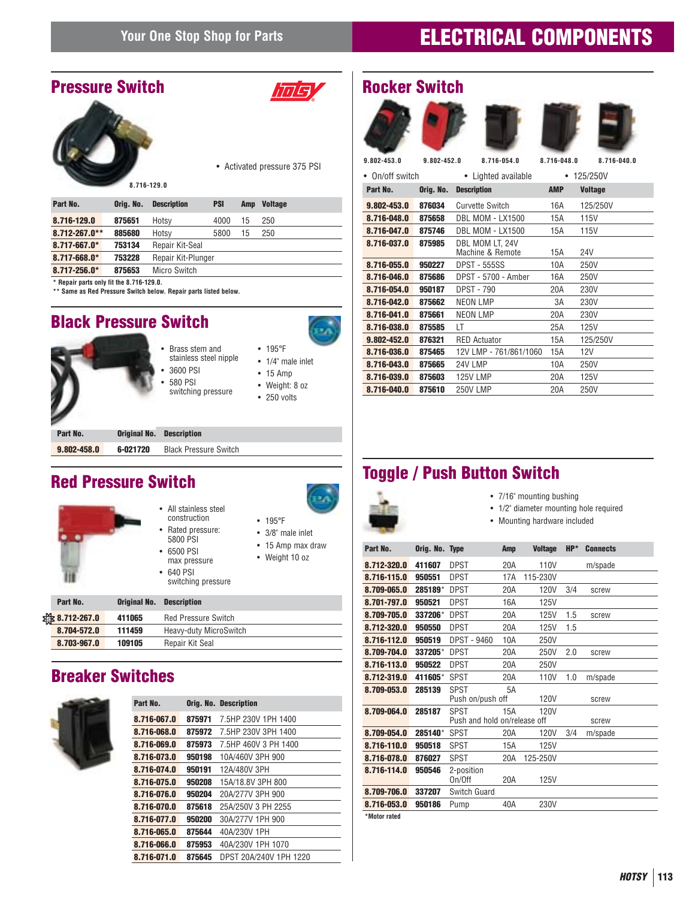# ELECTRICAL COMPONENTS

## Pressure Switch

8.716-129.0

- Activated pressure 375 PSI

| Part No. | Orig. No. | Description | PSI | Amp | Voltage |
|---|---|---|---|---|---|
| 8.716-129.0 | 875651 | Hotsy | 4000 | 15 | 250 |
| 8.712-267.0** | 885680 | Hotsy | 5800 | 15 | 250 |
| 8.717-667.0* | 753134 | Repair Kit-Seal | | | |
| 8.717-668.0* | 753228 | Repair Kit-Plunger | | | |
| 8.717-256.0* | 875653 | Micro Switch | | | |

\* Repair parts only fit the 8.716-129.0.
\*\* Same as Red Pressure Switch below. Repair parts listed below.

## Black Pressure Switch

- Brass stem and stainless steel nipple
- 3600 PSI
- 580 PSI switching pressure
- 195°F
- 1/4" male inlet
- 15 Amp
- Weight: 8 oz
- 250 volts

| Part No. | Original No. | Description |
|---|---|---|
| 9.802-458.0 | 6-021720 | Black Pressure Switch |

## Red Pressure Switch

- All stainless steel construction
- Rated pressure: 5800 PSI
- 6500 PSI max pressure
- 640 PSI switching pressure
- 195°F
- 3/8" male inlet
- 15 Amp max draw
- Weight 10 oz

| Part No. | Original No. | Description |
|---|---|---|
| 8.712-267.0 | 411065 | Red Pressure Switch |
| 8.704-572.0 | 111459 | Heavy-duty MicroSwitch |
| 8.703-967.0 | 109105 | Repair Kit Seal |

## Breaker Switches

| Part No. | Orig. No. | Description |
|---|---|---|
| 8.716-067.0 | 875971 | 7.5HP 230V 1PH 1400 |
| 8.716-068.0 | 875972 | 7.5HP 230V 3PH 1400 |
| 8.716-069.0 | 875973 | 7.5HP 460V 3 PH 1400 |
| 8.716-073.0 | 950198 | 10A/460V 3PH 900 |
| 8.716-074.0 | 950191 | 12A/480V 3PH |
| 8.716-075.0 | 950208 | 15A/18.8V 3PH 800 |
| 8.716-076.0 | 950204 | 20A/277V 3PH 900 |
| 8.716-070.0 | 875618 | 25A/250V 3 PH 2255 |
| 8.716-077.0 | 950200 | 30A/277V 1PH 900 |
| 8.716-065.0 | 875644 | 40A/230V 1PH |
| 8.716-066.0 | 875953 | 40A/230V 1PH 1070 |
| 8.716-071.0 | 875645 | DPST 20A/240V 1PH 1220 |

## Rocker Switch

9.802-453.0 &nbsp; 9.802-452.0 &nbsp; 8.716-054.0 &nbsp; 8.716-048.0 &nbsp; 8.716-040.0

- On/off switch
- Lighted available
- 125/250V

| Part No. | Orig. No. | Description | AMP | Voltage |
|---|---|---|---|---|
| 9.802-453.0 | 876034 | Curvette Switch | 16A | 125/250V |
| 8.716-048.0 | 875658 | DBL MOM - LX1500 | 15A | 115V |
| 8.716-047.0 | 875746 | DBL MOM - LX1500 | 15A | 115V |
| 8.716-037.0 | 875985 | DBL MOM LT, 24V Machine & Remote | 15A | 24V |
| 8.716-055.0 | 950227 | DPST - 555SS | 10A | 250V |
| 8.716-046.0 | 875686 | DPST - 5700 - Amber | 16A | 250V |
| 8.716-054.0 | 950187 | DPST - 790 | 20A | 230V |
| 8.716-042.0 | 875662 | NEON LMP | 3A | 230V |
| 8.716-041.0 | 875661 | NEON LMP | 20A | 230V |
| 8.716-038.0 | 875585 | LT | 25A | 125V |
| 9.802-452.0 | 876321 | RED Actuator | 15A | 125/250V |
| 8.716-036.0 | 875465 | 12V LMP - 761/861/1060 | 15A | 12V |
| 8.716-043.0 | 875665 | 24V LMP | 10A | 250V |
| 8.716-039.0 | 875603 | 125V LMP | 20A | 125V |
| 8.716-040.0 | 875610 | 250V LMP | 20A | 250V |

## Toggle / Push Button Switch

- 7/16" mounting bushing
- 1/2" diameter mounting hole required
- Mounting hardware included

| Part No. | Orig. No. | Type | Amp | Voltage | HP* | Connects |
|---|---|---|---|---|---|---|
| 8.712-320.0 | 411607 | DPST | 20A | 110V | | m/spade |
| 8.716-115.0 | 950551 | DPST | 17A | 115-230V | | |
| 8.709-065.0 | 285189* | DPST | 20A | 120V | 3/4 | screw |
| 8.701-797.0 | 950521 | DPST | 16A | 125V | | |
| 8.709-705.0 | 337206* | DPST | 20A | 125V | 1.5 | screw |
| 8.712-320.0 | 950550 | DPST | 20A | 125V | 1.5 | |
| 8.716-112.0 | 950519 | DPST - 9460 | 10A | 250V | | |
| 8.709-704.0 | 337205* | DPST | 20A | 250V | 2.0 | screw |
| 8.716-113.0 | 950522 | DPST | 20A | 250V | | |
| 8.712-319.0 | 411605* | SPST | 20A | 110V | 1.0 | m/spade |
| 8.709-053.0 | 285139 | SPST Push on/push off | 5A | 120V | | screw |
| 8.709-064.0 | 285187 | SPST Push and hold on/release off | 15A | 120V | | screw |
| 8.709-054.0 | 285140* | SPST | 20A | 120V | 3/4 | m/spade |
| 8.716-110.0 | 950518 | SPST | 15A | 125V | | |
| 8.716-078.0 | 876027 | SPST | 20A | 125-250V | | |
| 8.716-114.0 | 950546 | 2-position On/Off | 20A | 125V | | |
| 8.709-706.0 | 337207 | Switch Guard | | | | |
| 8.716-053.0 | 950186 | Pump | 40A | 230V | | |

\*Motor rated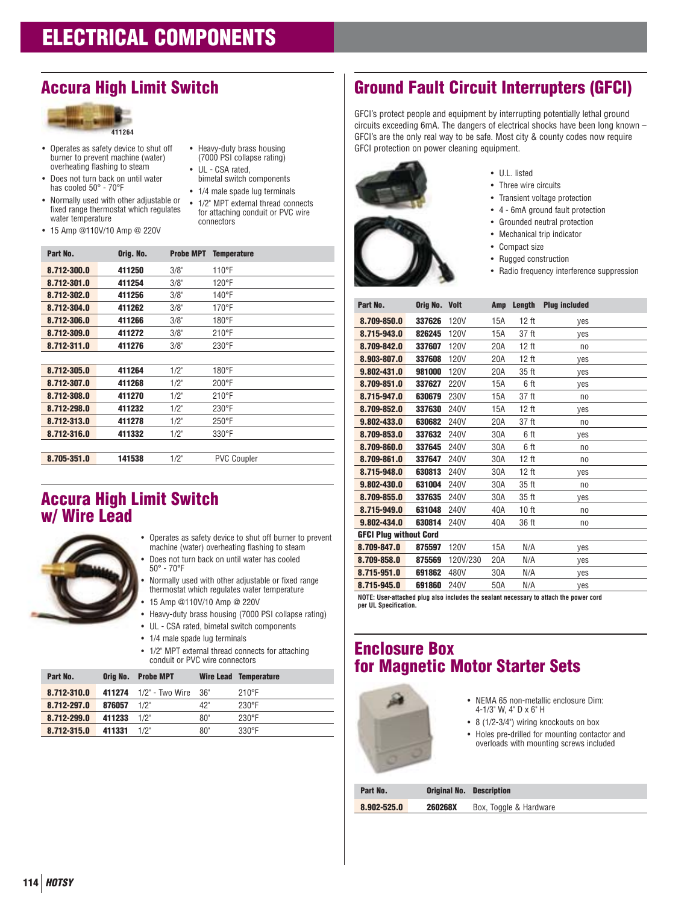# ELECTRICAL COMPONENTS

## Accura High Limit Switch

411264

- Operates as safety device to shut off burner to prevent machine (water) overheating flashing to steam
- Does not turn back on until water has cooled 50° - 70°F
- Normally used with other adjustable or fixed range thermostat which regulates water temperature
- 15 Amp @110V/10 Amp @ 220V
- Heavy-duty brass housing (7000 PSI collapse rating)
- UL - CSA rated, bimetal switch components
- 1/4 male spade lug terminals
- 1/2" MPT external thread connects for attaching conduit or PVC wire connectors

| Part No. | Orig. No. | Probe MPT | Temperature |
|---|---|---|---|
| **8.712-300.0** | **411250** | 3/8" | 110°F |
| **8.712-301.0** | **411254** | 3/8" | 120°F |
| **8.712-302.0** | **411256** | 3/8" | 140°F |
| **8.712-304.0** | **411262** | 3/8" | 170°F |
| **8.712-306.0** | **411266** | 3/8" | 180°F |
| **8.712-309.0** | **411272** | 3/8" | 210°F |
| **8.712-311.0** | **411276** | 3/8" | 230°F |
| | | | |
| **8.712-305.0** | **411264** | 1/2" | 180°F |
| **8.712-307.0** | **411268** | 1/2" | 200°F |
| **8.712-308.0** | **411270** | 1/2" | 210°F |
| **8.712-298.0** | **411232** | 1/2" | 230°F |
| **8.712-313.0** | **411278** | 1/2" | 250°F |
| **8.712-316.0** | **411332** | 1/2" | 330°F |
| | | | |
| **8.705-351.0** | **141538** | 1/2" | PVC Coupler |

## Accura High Limit Switch w/ Wire Lead

- Operates as safety device to shut off burner to prevent machine (water) overheating flashing to steam
- Does not turn back on until water has cooled 50° - 70°F
- Normally used with other adjustable or fixed range thermostat which regulates water temperature
- 15 Amp @110V/10 Amp @ 220V
- Heavy-duty brass housing (7000 PSI collapse rating)
- UL - CSA rated, bimetal switch components
- 1/4 male spade lug terminals
- 1/2" MPT external thread connects for attaching conduit or PVC wire connectors

| Part No. | Orig No. | Probe MPT | Wire Lead | Temperature |
|---|---|---|---|---|
| **8.712-310.0** | **411274** | 1/2" - Two Wire | 36" | 210°F |
| **8.712-297.0** | **876057** | 1/2" | 42" | 230°F |
| **8.712-299.0** | **411233** | 1/2" | 80" | 230°F |
| **8.712-315.0** | **411331** | 1/2" | 80" | 330°F |

## Ground Fault Circuit Interrupters (GFCI)

GFCI's protect people and equipment by interrupting potentially lethal ground circuits exceeding 6mA. The dangers of electrical shocks have been long known – GFCI's are the only real way to be safe. Most city & county codes now require GFCI protection on power cleaning equipment.

- U.L. listed
- Three wire circuits
- Transient voltage protection
- 4 - 6mA ground fault protection
- Grounded neutral protection
- Mechanical trip indicator
- Compact size
- Rugged construction
- Radio frequency interference suppression

| Part No. | Orig No. | Volt | Amp | Length | Plug included |
|---|---|---|---|---|---|
| **8.709-850.0** | **337626** | 120V | 15A | 12 ft | yes |
| **8.715-943.0** | **826245** | 120V | 15A | 37 ft | yes |
| **8.709-842.0** | **337607** | 120V | 20A | 12 ft | no |
| **8.903-807.0** | **337608** | 120V | 20A | 12 ft | yes |
| **9.802-431.0** | **981000** | 120V | 20A | 35 ft | yes |
| **8.709-851.0** | **337627** | 220V | 15A | 6 ft | yes |
| **8.715-947.0** | **630679** | 230V | 15A | 37 ft | no |
| **8.709-852.0** | **337630** | 240V | 15A | 12 ft | yes |
| **9.802-433.0** | **630682** | 240V | 20A | 37 ft | no |
| **8.709-853.0** | **337632** | 240V | 30A | 6 ft | yes |
| **8.709-860.0** | **337645** | 240V | 30A | 6 ft | no |
| **8.709-861.0** | **337647** | 240V | 30A | 12 ft | no |
| **8.715-948.0** | **630813** | 240V | 30A | 12 ft | yes |
| **9.802-430.0** | **631004** | 240V | 30A | 35 ft | no |
| **8.709-855.0** | **337635** | 240V | 30A | 35 ft | yes |
| **8.715-949.0** | **631048** | 240V | 40A | 10 ft | no |
| **9.802-434.0** | **630814** | 240V | 40A | 36 ft | no |
| **GFCI Plug without Cord** | | | | | |
| **8.709-847.0** | **875597** | 120V | 15A | N/A | yes |
| **8.709-858.0** | **875569** | 120V/230 | 20A | N/A | yes |
| **8.715-951.0** | **691862** | 480V | 30A | N/A | yes |
| **8.715-945.0** | **691860** | 240V | 50A | N/A | yes |

**NOTE: User-attached plug also includes the sealant necessary to attach the power cord per UL Specification.**

## Enclosure Box for Magnetic Motor Starter Sets

- NEMA 65 non-metallic enclosure Dim: 4-1/3" W, 4" D x 6" H
- 8 (1/2-3/4") wiring knockouts on box
- Holes pre-drilled for mounting contactor and overloads with mounting screws included

| Part No. | Original No. | Description |
|---|---|---|
| **8.902-525.0** | **260268X** | Box, Toggle & Hardware |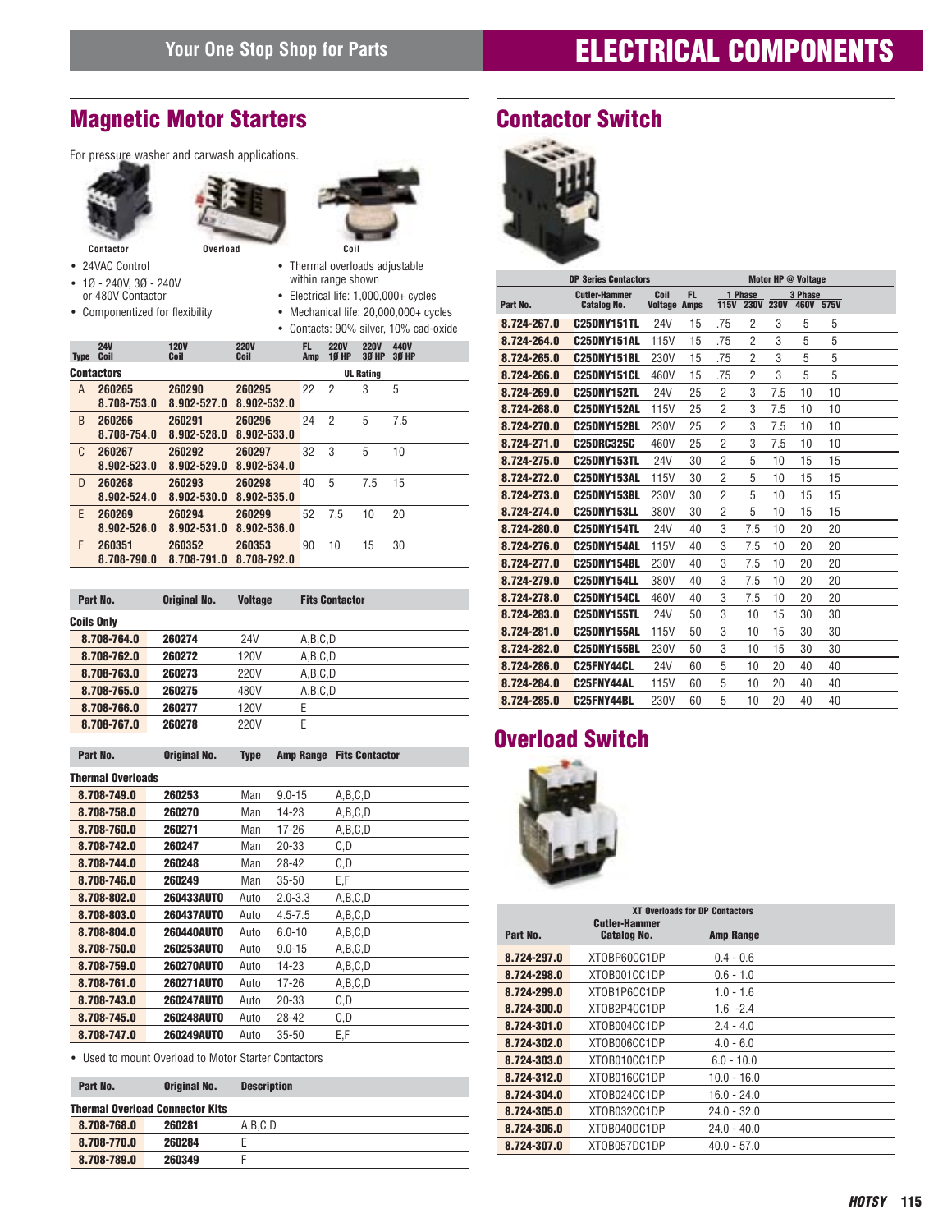# Magnetic Motor Starters

For pressure washer and carwash applications.

Contactor    Overload    Coil

- 24VAC Control
- 1Ø - 240V, 3Ø - 240V or 480V Contactor
- Componentized for flexibility
- Thermal overloads adjustable within range shown
- Electrical life: 1,000,000+ cycles
- Mechanical life: 20,000,000+ cycles
- Contacts: 90% silver, 10% cad-oxide

| Type | 24V Coil | 120V Coil | 220V Coil | FL Amp | 220V 1Ø HP | 220V 3Ø HP | 440V 3Ø HP |
|---|---|---|---|---|---|---|---|
| **Contactors** | | | | | UL Rating | | |
| A | 260265 8.708-753.0 | 260290 8.902-527.0 | 260295 8.902-532.0 | 22 | 2 | 3 | 5 |
| B | 260266 8.708-754.0 | 260291 8.902-528.0 | 260296 8.902-533.0 | 24 | 2 | 5 | 7.5 |
| C | 260267 8.902-523.0 | 260292 8.902-529.0 | 260297 8.902-534.0 | 32 | 3 | 5 | 10 |
| D | 260268 8.902-524.0 | 260293 8.902-530.0 | 260298 8.902-535.0 | 40 | 5 | 7.5 | 15 |
| E | 260269 8.902-526.0 | 260294 8.902-531.0 | 260299 8.902-536.0 | 52 | 7.5 | 10 | 20 |
| F | 260351 8.708-790.0 | 260352 8.708-791.0 | 260353 8.708-792.0 | 90 | 10 | 15 | 30 |

| Part No. | Original No. | Voltage | Fits Contactor |
|---|---|---|---|
| **Coils Only** | | | |
| 8.708-764.0 | 260274 | 24V | A,B,C,D |
| 8.708-762.0 | 260272 | 120V | A,B,C,D |
| 8.708-763.0 | 260273 | 220V | A,B,C,D |
| 8.708-765.0 | 260275 | 480V | A,B,C,D |
| 8.708-766.0 | 260277 | 120V | E |
| 8.708-767.0 | 260278 | 220V | E |

| Part No. | Original No. | Type | Amp Range | Fits Contactor |
|---|---|---|---|---|
| **Thermal Overloads** | | | | |
| 8.708-749.0 | 260253 | Man | 9.0-15 | A,B,C,D |
| 8.708-758.0 | 260270 | Man | 14-23 | A,B,C,D |
| 8.708-760.0 | 260271 | Man | 17-26 | A,B,C,D |
| 8.708-742.0 | 260247 | Man | 20-33 | C,D |
| 8.708-744.0 | 260248 | Man | 28-42 | C,D |
| 8.708-746.0 | 260249 | Man | 35-50 | E,F |
| 8.708-802.0 | 260433AUTO | Auto | 2.0-3.3 | A,B,C,D |
| 8.708-803.0 | 260437AUTO | Auto | 4.5-7.5 | A,B,C,D |
| 8.708-804.0 | 260440AUTO | Auto | 6.0-10 | A,B,C,D |
| 8.708-750.0 | 260253AUTO | Auto | 9.0-15 | A,B,C,D |
| 8.708-759.0 | 260270AUTO | Auto | 14-23 | A,B,C,D |
| 8.708-761.0 | 260271AUTO | Auto | 17-26 | A,B,C,D |
| 8.708-743.0 | 260247AUTO | Auto | 20-33 | C,D |
| 8.708-745.0 | 260248AUTO | Auto | 28-42 | C,D |
| 8.708-747.0 | 260249AUTO | Auto | 35-50 | E,F |

- Used to mount Overload to Motor Starter Contactors

| Part No. | Original No. | Description |
|---|---|---|
| **Thermal Overload Connector Kits** | | |
| 8.708-768.0 | 260281 | A,B,C,D |
| 8.708-770.0 | 260284 | E |
| 8.708-789.0 | 260349 | F |

# Contactor Switch

| | DP Series Contactors | | | Motor HP @ Voltage | | | | |
|---|---|---|---|---|---|---|---|---|
| | | | | 1 Phase | | 3 Phase | | |
| Part No. | Cutler-Hammer Catalog No. | Coil Voltage | FL Amps | 115V | 230V | 230V | 460V | 575V |
| 8.724-267.0 | C25DNY151TL | 24V | 15 | .75 | 2 | 3 | 5 | 5 |
| 8.724-264.0 | C25DNY151AL | 115V | 15 | .75 | 2 | 3 | 5 | 5 |
| 8.724-265.0 | C25DNY151BL | 230V | 15 | .75 | 2 | 3 | 5 | 5 |
| 8.724-266.0 | C25DNY151CL | 460V | 15 | .75 | 2 | 3 | 5 | 5 |
| 8.724-269.0 | C25DNY152TL | 24V | 25 | 2 | 3 | 7.5 | 10 | 10 |
| 8.724-268.0 | C25DNY152AL | 115V | 25 | 2 | 3 | 7.5 | 10 | 10 |
| 8.724-270.0 | C25DNY152BL | 230V | 25 | 2 | 3 | 7.5 | 10 | 10 |
| 8.724-271.0 | C25DRC325C | 460V | 25 | 2 | 3 | 7.5 | 10 | 10 |
| 8.724-275.0 | C25DNY153TL | 24V | 30 | 2 | 5 | 10 | 15 | 15 |
| 8.724-272.0 | C25DNY153AL | 115V | 30 | 2 | 5 | 10 | 15 | 15 |
| 8.724-273.0 | C25DNY153BL | 230V | 30 | 2 | 5 | 10 | 15 | 15 |
| 8.724-274.0 | C25DNY153LL | 380V | 30 | 2 | 5 | 10 | 15 | 15 |
| 8.724-280.0 | C25DNY154TL | 24V | 40 | 3 | 7.5 | 10 | 20 | 20 |
| 8.724-276.0 | C25DNY154AL | 115V | 40 | 3 | 7.5 | 10 | 20 | 20 |
| 8.724-277.0 | C25DNY154BL | 230V | 40 | 3 | 7.5 | 10 | 20 | 20 |
| 8.724-279.0 | C25DNY154LL | 380V | 40 | 3 | 7.5 | 10 | 20 | 20 |
| 8.724-278.0 | C25DNY154CL | 460V | 40 | 3 | 7.5 | 10 | 20 | 20 |
| 8.724-283.0 | C25DNY155TL | 24V | 50 | 3 | 10 | 15 | 30 | 30 |
| 8.724-281.0 | C25DNY155AL | 115V | 50 | 3 | 10 | 15 | 30 | 30 |
| 8.724-282.0 | C25DNY155BL | 230V | 50 | 3 | 10 | 15 | 30 | 30 |
| 8.724-286.0 | C25FNY44CL | 24V | 60 | 5 | 10 | 20 | 40 | 40 |
| 8.724-284.0 | C25FNY44AL | 115V | 60 | 5 | 10 | 20 | 40 | 40 |
| 8.724-285.0 | C25FNY44BL | 230V | 60 | 5 | 10 | 20 | 40 | 40 |

# Overload Switch

| | XT Overloads for DP Contactors | |
|---|---|---|
| Part No. | Cutler-Hammer Catalog No. | Amp Range |
| 8.724-297.0 | XTOBP60CC1DP | 0.4 - 0.6 |
| 8.724-298.0 | XTOB001CC1DP | 0.6 - 1.0 |
| 8.724-299.0 | XTOB1P6CC1DP | 1.0 - 1.6 |
| 8.724-300.0 | XTOB2P4CC1DP | 1.6 -2.4 |
| 8.724-301.0 | XTOB004CC1DP | 2.4 - 4.0 |
| 8.724-302.0 | XTOB006CC1DP | 4.0 - 6.0 |
| 8.724-303.0 | XTOB010CC1DP | 6.0 - 10.0 |
| 8.724-312.0 | XTOB016CC1DP | 10.0 - 16.0 |
| 8.724-304.0 | XTOB024CC1DP | 16.0 - 24.0 |
| 8.724-305.0 | XTOB032CC1DP | 24.0 - 32.0 |
| 8.724-306.0 | XTOB040DC1DP | 24.0 - 40.0 |
| 8.724-307.0 | XTOB057DC1DP | 40.0 - 57.0 |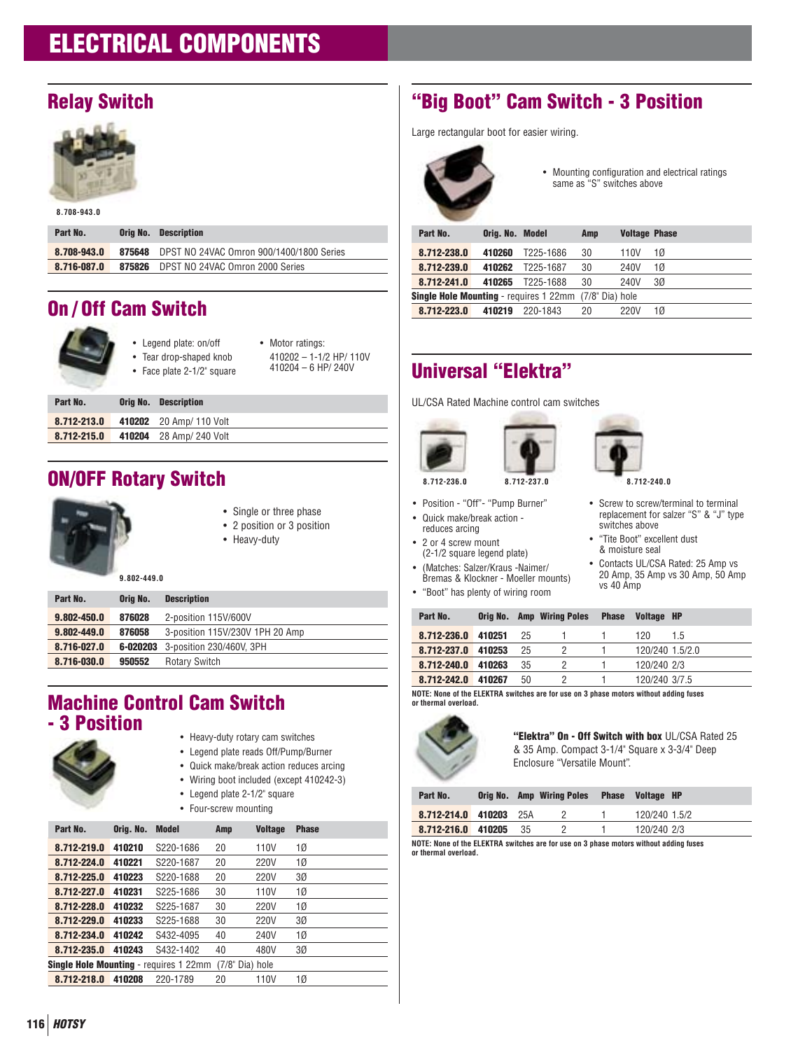# ELECTRICAL COMPONENTS

## Relay Switch

8.708-943.0

| Part No. | Orig No. | Description |
|---|---|---|
| 8.708-943.0 | 875648 | DPST NO 24VAC Omron 900/1400/1800 Series |
| 8.716-087.0 | 875826 | DPST NO 24VAC Omron 2000 Series |

## On / Off Cam Switch

- Legend plate: on/off
- Tear drop-shaped knob
- Face plate 2-1/2" square
- Motor ratings:
  410202 – 1-1/2 HP/ 110V
  410204 – 6 HP/ 240V

| Part No. | Orig No. | Description |
|---|---|---|
| 8.712-213.0 | 410202 | 20 Amp/ 110 Volt |
| 8.712-215.0 | 410204 | 28 Amp/ 240 Volt |

## ON/OFF Rotary Switch

- Single or three phase
- 2 position or 3 position
- Heavy-duty

9.802-449.0

| Part No. | Orig No. | Description |
|---|---|---|
| 9.802-450.0 | 876028 | 2-position 115V/600V |
| 9.802-449.0 | 876058 | 3-position 115V/230V 1PH 20 Amp |
| 8.716-027.0 | 6-020203 | 3-position 230/460V, 3PH |
| 8.716-030.0 | 950552 | Rotary Switch |

## Machine Control Cam Switch - 3 Position

- Heavy-duty rotary cam switches
- Legend plate reads Off/Pump/Burner
- Quick make/break action reduces arcing
- Wiring boot included (except 410242-3)
- Legend plate 2-1/2" square
- Four-screw mounting

| Part No. | Orig. No. | Model | Amp | Voltage | Phase |
|---|---|---|---|---|---|
| 8.712-219.0 | 410210 | S220-1686 | 20 | 110V | 1Ø |
| 8.712-224.0 | 410221 | S220-1687 | 20 | 220V | 1Ø |
| 8.712-225.0 | 410223 | S220-1688 | 20 | 220V | 3Ø |
| 8.712-227.0 | 410231 | S225-1686 | 30 | 110V | 1Ø |
| 8.712-228.0 | 410232 | S225-1687 | 30 | 220V | 1Ø |
| 8.712-229.0 | 410233 | S225-1688 | 30 | 220V | 3Ø |
| 8.712-234.0 | 410242 | S432-4095 | 40 | 240V | 1Ø |
| 8.712-235.0 | 410243 | S432-1402 | 40 | 480V | 3Ø |
| **Single Hole Mounting** - requires 1 22mm (7/8" Dia) hole | | | | | |
| 8.712-218.0 | 410208 | 220-1789 | 20 | 110V | 1Ø |

## "Big Boot" Cam Switch - 3 Position

Large rectangular boot for easier wiring.

- Mounting configuration and electrical ratings same as "S" switches above

| Part No. | Orig. No. | Model | Amp | Voltage | Phase |
|---|---|---|---|---|---|
| 8.712-238.0 | 410260 | T225-1686 | 30 | 110V | 1Ø |
| 8.712-239.0 | 410262 | T225-1687 | 30 | 240V | 1Ø |
| 8.712-241.0 | 410265 | T225-1688 | 30 | 240V | 3Ø |
| **Single Hole Mounting** - requires 1 22mm (7/8" Dia) hole | | | | | |
| 8.712-223.0 | 410219 | 220-1843 | 20 | 220V | 1Ø |

## Universal "Elektra"

UL/CSA Rated Machine control cam switches

8.712-236.0 8.712-237.0 8.712-240.0

- Position - "Off"- "Pump Burner"
- Quick make/break action - reduces arcing
- 2 or 4 screw mount (2-1/2 square legend plate)
- (Matches: Salzer/Kraus -Naimer/ Bremas & Klockner - Moeller mounts)
- "Boot" has plenty of wiring room
- Screw to screw/terminal to terminal replacement for salzer "S" & "J" type switches above
- "Tite Boot" excellent dust & moisture seal
- Contacts UL/CSA Rated: 25 Amp vs 20 Amp, 35 Amp vs 30 Amp, 50 Amp vs 40 Amp

| Part No. | Orig No. | Amp | Wiring Poles | Phase | Voltage | HP |
|---|---|---|---|---|---|---|
| 8.712-236.0 | 410251 | 25 | 1 | 1 | 120 | 1.5 |
| 8.712-237.0 | 410253 | 25 | 2 | 1 | 120/240 | 1.5/2.0 |
| 8.712-240.0 | 410263 | 35 | 2 | 1 | 120/240 | 2/3 |
| 8.712-242.0 | 410267 | 50 | 2 | 1 | 120/240 | 3/7.5 |

**NOTE: None of the ELEKTRA switches are for use on 3 phase motors without adding fuses or thermal overload.**

**"Elektra" On - Off Switch with box** UL/CSA Rated 25 & 35 Amp. Compact 3-1/4" Square x 3-3/4" Deep Enclosure "Versatile Mount".

| Part No. | Orig No. | Amp | Wiring Poles | Phase | Voltage | HP |
|---|---|---|---|---|---|---|
| 8.712-214.0 | 410203 | 25A | 2 | 1 | 120/240 | 1.5/2 |
| 8.712-216.0 | 410205 | 35 | 2 | 1 | 120/240 | 2/3 |

**NOTE: None of the ELEKTRA switches are for use on 3 phase motors without adding fuses or thermal overload.**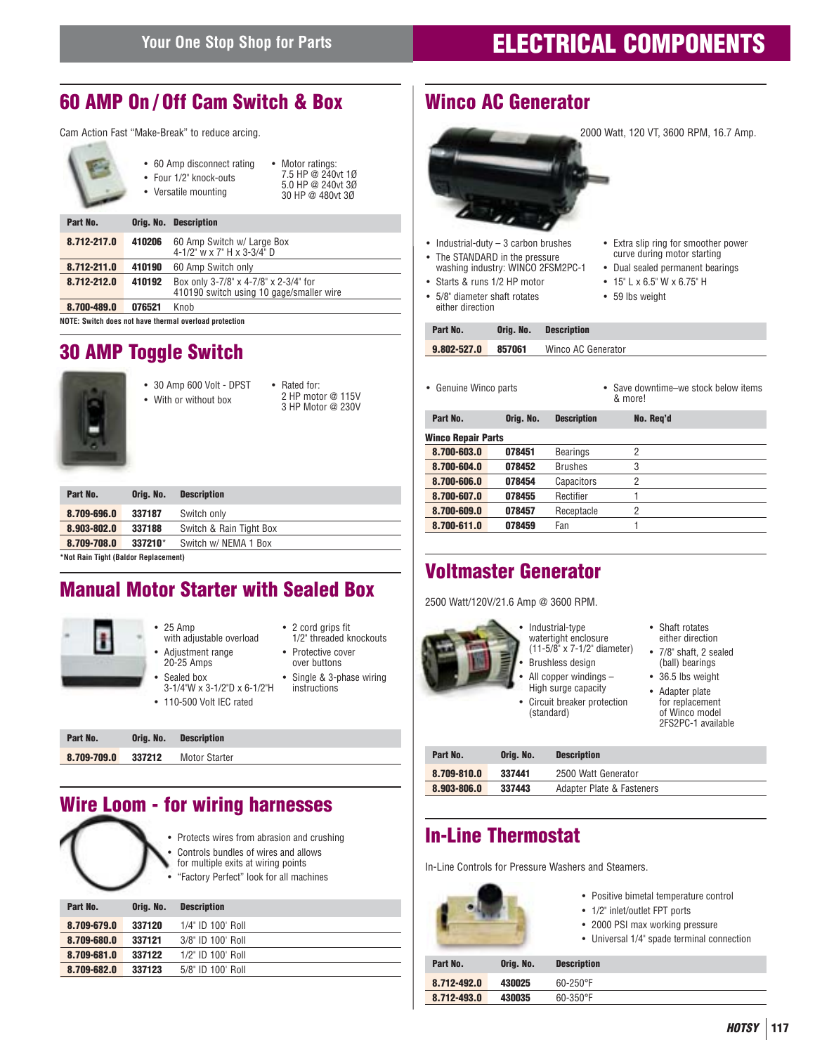# ELECTRICAL COMPONENTS

## 60 AMP On / Off Cam Switch & Box

Cam Action Fast "Make-Break" to reduce arcing.

- 60 Amp disconnect rating
- Four 1/2" knock-outs
- Versatile mounting
- Motor ratings:
  7.5 HP @ 240vt 1Ø
  5.0 HP @ 240vt 3Ø
  30 HP @ 480vt 3Ø

| Part No. | Orig. No. | Description |
|---|---|---|
| 8.712-217.0 | 410206 | 60 Amp Switch w/ Large Box 4-1/2" w x 7" H x 3-3/4" D |
| 8.712-211.0 | 410190 | 60 Amp Switch only |
| 8.712-212.0 | 410192 | Box only 3-7/8" x 4-7/8" x 2-3/4" for 410190 switch using 10 gage/smaller wire |
| 8.700-489.0 | 076521 | Knob |

NOTE: Switch does not have thermal overload protection

## 30 AMP Toggle Switch

- 30 Amp 600 Volt - DPST
- With or without box
- Rated for:
  2 HP motor @ 115V
  3 HP Motor @ 230V

| Part No. | Orig. No. | Description |
|---|---|---|
| 8.709-696.0 | 337187 | Switch only |
| 8.903-802.0 | 337188 | Switch & Rain Tight Box |
| 8.709-708.0 | 337210* | Switch w/ NEMA 1 Box |

*Not Rain Tight (Baldor Replacement)

## Manual Motor Starter with Sealed Box

- 25 Amp with adjustable overload
- Adjustment range 20-25 Amps
- Sealed box 3-1/4"W x 3-1/2"D x 6-1/2"H
- 110-500 Volt IEC rated
- 2 cord grips fit 1/2" threaded knockouts
- Protective cover over buttons
- Single & 3-phase wiring instructions

| Part No. | Orig. No. | Description |
|---|---|---|
| 8.709-709.0 | 337212 | Motor Starter |

## Wire Loom - for wiring harnesses

- Protects wires from abrasion and crushing
- Controls bundles of wires and allows for multiple exits at wiring points
- "Factory Perfect" look for all machines

| Part No. | Orig. No. | Description |
|---|---|---|
| 8.709-679.0 | 337120 | 1/4" ID 100' Roll |
| 8.709-680.0 | 337121 | 3/8" ID 100' Roll |
| 8.709-681.0 | 337122 | 1/2" ID 100' Roll |
| 8.709-682.0 | 337123 | 5/8" ID 100' Roll |

## Winco AC Generator

2000 Watt, 120 VT, 3600 RPM, 16.7 Amp.

- Industrial-duty – 3 carbon brushes
- The STANDARD in the pressure washing industry: WINCO 2FSM2PC-1
- Starts & runs 1/2 HP motor
- 5/8" diameter shaft rotates either direction
- Extra slip ring for smoother power curve during motor starting
- Dual sealed permanent bearings
- 15" L x 6.5" W x 6.75" H
- 59 lbs weight

| Part No. | Orig. No. | Description |
|---|---|---|
| 9.802-527.0 | 857061 | Winco AC Generator |

- Genuine Winco parts
- Save downtime–we stock below items & more!

| Part No. | Orig. No. | Description | No. Req'd |
|---|---|---|---|
| **Winco Repair Parts** | | | |
| 8.700-603.0 | 078451 | Bearings | 2 |
| 8.700-604.0 | 078452 | Brushes | 3 |
| 8.700-606.0 | 078454 | Capacitors | 2 |
| 8.700-607.0 | 078455 | Rectifier | 1 |
| 8.700-609.0 | 078457 | Receptacle | 2 |
| 8.700-611.0 | 078459 | Fan | 1 |

## Voltmaster Generator

2500 Watt/120V/21.6 Amp @ 3600 RPM.

- Industrial-type watertight enclosure (11-5/8" x 7-1/2" diameter)
- Brushless design
- All copper windings – High surge capacity
- Circuit breaker protection (standard)
- Shaft rotates either direction
- 7/8" shaft, 2 sealed (ball) bearings
- 36.5 lbs weight
- Adapter plate for replacement of Winco model 2FS2PC-1 available

| Part No. | Orig. No. | Description |
|---|---|---|
| 8.709-810.0 | 337441 | 2500 Watt Generator |
| 8.903-806.0 | 337443 | Adapter Plate & Fasteners |

## In-Line Thermostat

In-Line Controls for Pressure Washers and Steamers.

- Positive bimetal temperature control
- 1/2" inlet/outlet FPT ports
- 2000 PSI max working pressure
- Universal 1/4" spade terminal connection

| Part No. | Orig. No. | Description |
|---|---|---|
| 8.712-492.0 | 430025 | 60-250°F |
| 8.712-493.0 | 430035 | 60-350°F |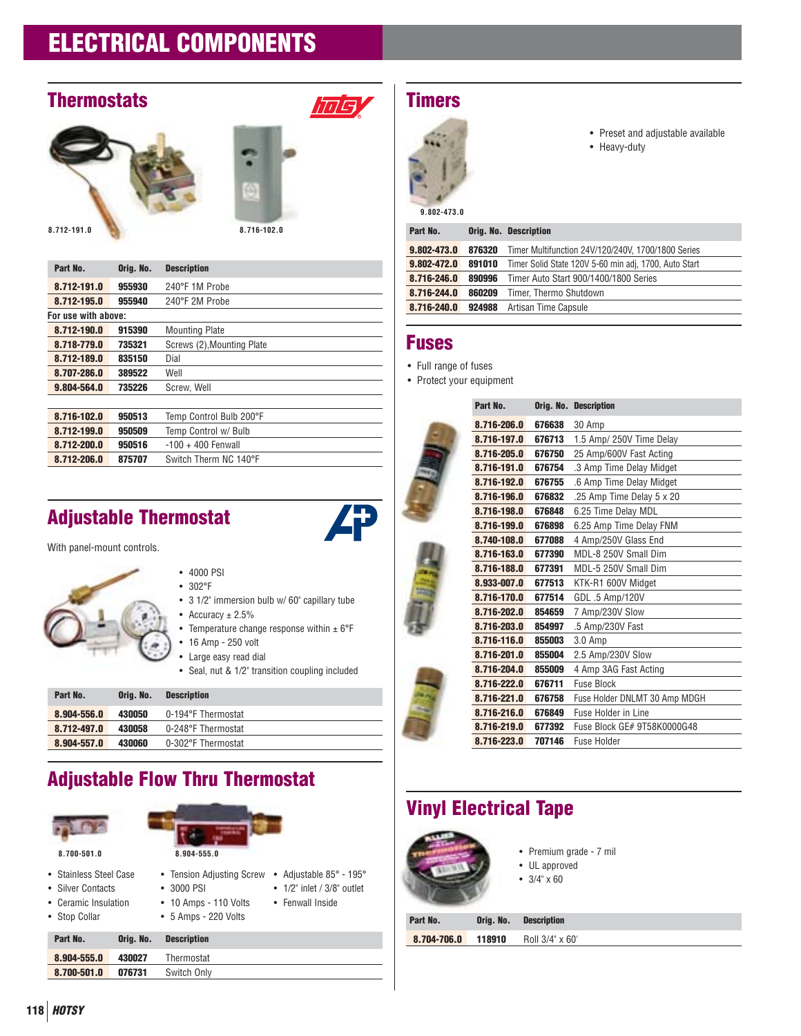# ELECTRICAL COMPONENTS

## Thermostats

8.712-191.0

8.716-102.0

| Part No. | Orig. No. | Description |
|---|---|---|
| 8.712-191.0 | 955930 | 240°F 1M Probe |
| 8.712-195.0 | 955940 | 240°F 2M Probe |
| For use with above: | | |
| 8.712-190.0 | 915390 | Mounting Plate |
| 8.718-779.0 | 735321 | Screws (2),Mounting Plate |
| 8.712-189.0 | 835150 | Dial |
| 8.707-286.0 | 389522 | Well |
| 9.804-564.0 | 735226 | Screw, Well |
| | | |
| 8.716-102.0 | 950513 | Temp Control Bulb 200°F |
| 8.712-199.0 | 950509 | Temp Control w/ Bulb |
| 8.712-200.0 | 950516 | -100 + 400 Fenwall |
| 8.712-206.0 | 875707 | Switch Therm NC 140°F |

## Adjustable Thermostat

With panel-mount controls.

- 4000 PSI
- 302°F
- 3 1/2" immersion bulb w/ 60" capillary tube
- Accuracy ± 2.5%
- Temperature change response within ± 6°F
- 16 Amp - 250 volt
- Large easy read dial
- Seal, nut & 1/2" transition coupling included

| Part No. | Orig. No. | Description |
|---|---|---|
| 8.904-556.0 | 430050 | 0-194°F Thermostat |
| 8.712-497.0 | 430058 | 0-248°F Thermostat |
| 8.904-557.0 | 430060 | 0-302°F Thermostat |

## Adjustable Flow Thru Thermostat

8.700-501.0

8.904-555.0

- Stainless Steel Case
- Silver Contacts
- Ceramic Insulation
- Stop Collar
- Tension Adjusting Screw
- 3000 PSI
- 10 Amps - 110 Volts
- 5 Amps - 220 Volts
- Adjustable 85° - 195°
- 1/2" inlet / 3/8" outlet
- Fenwall Inside

| Part No. | Orig. No. | Description |
|---|---|---|
| 8.904-555.0 | 430027 | Thermostat |
| 8.700-501.0 | 076731 | Switch Only |

## Timers

9.802-473.0

- Preset and adjustable available
- Heavy-duty

| Part No. | Orig. No. | Description |
|---|---|---|
| 9.802-473.0 | 876320 | Timer Multifunction 24V/120/240V, 1700/1800 Series |
| 9.802-472.0 | 891010 | Timer Solid State 120V 5-60 min adj, 1700, Auto Start |
| 8.716-246.0 | 890996 | Timer Auto Start 900/1400/1800 Series |
| 8.716-244.0 | 860209 | Timer, Thermo Shutdown |
| 8.716-240.0 | 924988 | Artisan Time Capsule |

## Fuses

- Full range of fuses
- Protect your equipment

| Part No. | Orig. No. | Description |
|---|---|---|
| 8.716-206.0 | 676638 | 30 Amp |
| 8.716-197.0 | 676713 | 1.5 Amp/ 250V Time Delay |
| 8.716-205.0 | 676750 | 25 Amp/600V Fast Acting |
| 8.716-191.0 | 676754 | .3 Amp Time Delay Midget |
| 8.716-192.0 | 676755 | .6 Amp Time Delay Midget |
| 8.716-196.0 | 676832 | .25 Amp Time Delay 5 x 20 |
| 8.716-198.0 | 676848 | 6.25 Time Delay MDL |
| 8.716-199.0 | 676898 | 6.25 Amp Time Delay FNM |
| 8.740-108.0 | 677088 | 4 Amp/250V Glass End |
| 8.716-163.0 | 677390 | MDL-8 250V Small Dim |
| 8.716-188.0 | 677391 | MDL-5 250V Small Dim |
| 8.933-007.0 | 677513 | KTK-R1 600V Midget |
| 8.716-170.0 | 677514 | GDL .5 Amp/120V |
| 8.716-202.0 | 854659 | 7 Amp/230V Slow |
| 8.716-203.0 | 854997 | .5 Amp/230V Fast |
| 8.716-116.0 | 855003 | 3.0 Amp |
| 8.716-201.0 | 855004 | 2.5 Amp/230V Slow |
| 8.716-204.0 | 855009 | 4 Amp 3AG Fast Acting |
| 8.716-222.0 | 676711 | Fuse Block |
| 8.716-221.0 | 676758 | Fuse Holder DNLMT 30 Amp MDGH |
| 8.716-216.0 | 676849 | Fuse Holder in Line |
| 8.716-219.0 | 677392 | Fuse Block GE# 9T58K0000G48 |
| 8.716-223.0 | 707146 | Fuse Holder |

## Vinyl Electrical Tape

- Premium grade - 7 mil
- UL approved
- 3/4" x 60

| Part No. | Orig. No. | Description |
|---|---|---|
| 8.704-706.0 | 118910 | Roll 3/4" x 60' |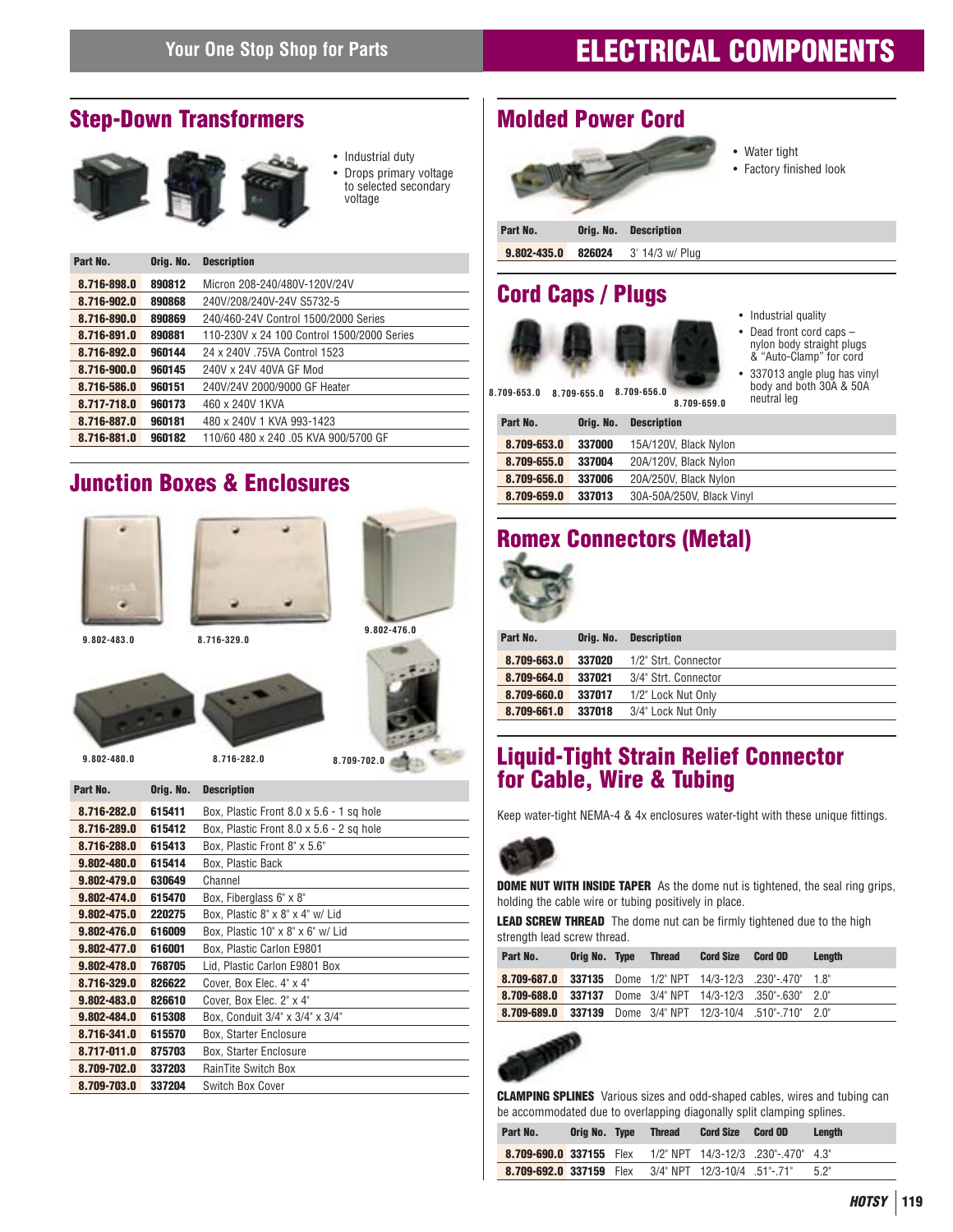# ELECTRICAL COMPONENTS

Your One Stop Shop for Parts

## Step-Down Transformers

- Industrial duty
- Drops primary voltage to selected secondary voltage

| Part No. | Orig. No. | Description |
|---|---|---|
| 8.716-898.0 | 890812 | Micron 208-240/480V-120V/24V |
| 8.716-902.0 | 890868 | 240V/208/240V-24V S5732-5 |
| 8.716-890.0 | 890869 | 240/460-24V Control 1500/2000 Series |
| 8.716-891.0 | 890881 | 110-230V x 24 100 Control 1500/2000 Series |
| 8.716-892.0 | 960144 | 24 x 240V .75VA Control 1523 |
| 8.716-900.0 | 960145 | 240V x 24V 40VA GF Mod |
| 8.716-586.0 | 960151 | 240V/24V 2000/9000 GF Heater |
| 8.717-718.0 | 960173 | 460 x 240V 1KVA |
| 8.716-887.0 | 960181 | 480 x 240V 1 KVA 993-1423 |
| 8.716-881.0 | 960182 | 110/60 480 x 240 .05 KVA 900/5700 GF |

## Junction Boxes & Enclosures

9.802-483.0 8.716-329.0 9.802-476.0

9.802-480.0 8.716-282.0 8.709-702.0

| Part No. | Orig. No. | Description |
|---|---|---|
| 8.716-282.0 | 615411 | Box, Plastic Front 8.0 x 5.6 - 1 sq hole |
| 8.716-289.0 | 615412 | Box, Plastic Front 8.0 x 5.6 - 2 sq hole |
| 8.716-288.0 | 615413 | Box, Plastic Front 8" x 5.6" |
| 9.802-480.0 | 615414 | Box, Plastic Back |
| 9.802-479.0 | 630649 | Channel |
| 9.802-474.0 | 615470 | Box, Fiberglass 6" x 8" |
| 9.802-475.0 | 220275 | Box, Plastic 8" x 8" x 4" w/ Lid |
| 9.802-476.0 | 616009 | Box, Plastic 10" x 8" x 6" w/ Lid |
| 9.802-477.0 | 616001 | Box, Plastic Carlon E9801 |
| 9.802-478.0 | 768705 | Lid, Plastic Carlon E9801 Box |
| 8.716-329.0 | 826622 | Cover, Box Elec. 4" x 4" |
| 9.802-483.0 | 826610 | Cover, Box Elec. 2" x 4" |
| 9.802-484.0 | 615308 | Box, Conduit 3/4" x 3/4" x 3/4" |
| 8.716-341.0 | 615570 | Box, Starter Enclosure |
| 8.717-011.0 | 875703 | Box, Starter Enclosure |
| 8.709-702.0 | 337203 | RainTite Switch Box |
| 8.709-703.0 | 337204 | Switch Box Cover |

## Molded Power Cord

- Water tight
- Factory finished look

| Part No. | Orig. No. | Description |
|---|---|---|
| 9.802-435.0 | 826024 | 3' 14/3 w/ Plug |

## Cord Caps / Plugs

8.709-653.0 8.709-655.0 8.709-656.0 8.709-659.0

- Industrial quality
- Dead front cord caps – nylon body straight plugs & "Auto-Clamp" for cord
- 337013 angle plug has vinyl body and both 30A & 50A neutral leg

| Part No. | Orig. No. | Description |
|---|---|---|
| 8.709-653.0 | 337000 | 15A/120V, Black Nylon |
| 8.709-655.0 | 337004 | 20A/120V, Black Nylon |
| 8.709-656.0 | 337006 | 20A/250V, Black Nylon |
| 8.709-659.0 | 337013 | 30A-50A/250V, Black Vinyl |

## Romex Connectors (Metal)

| Part No. | Orig. No. | Description |
|---|---|---|
| 8.709-663.0 | 337020 | 1/2" Strt. Connector |
| 8.709-664.0 | 337021 | 3/4" Strt. Connector |
| 8.709-660.0 | 337017 | 1/2" Lock Nut Only |
| 8.709-661.0 | 337018 | 3/4" Lock Nut Only |

## Liquid-Tight Strain Relief Connector for Cable, Wire & Tubing

Keep water-tight NEMA-4 & 4x enclosures water-tight with these unique fittings.

**DOME NUT WITH INSIDE TAPER** As the dome nut is tightened, the seal ring grips, holding the cable wire or tubing positively in place.

**LEAD SCREW THREAD** The dome nut can be firmly tightened due to the high strength lead screw thread.

| Part No. | Orig No. | Type | Thread | Cord Size | Cord OD | Length |
|---|---|---|---|---|---|---|
| 8.709-687.0 | 337135 | Dome | 1/2" NPT | 14/3-12/3 | .230"-.470" | 1.8" |
| 8.709-688.0 | 337137 | Dome | 3/4" NPT | 14/3-12/3 | .350"-.630" | 2.0" |
| 8.709-689.0 | 337139 | Dome | 3/4" NPT | 12/3-10/4 | .510"-.710" | 2.0" |

**CLAMPING SPLINES** Various sizes and odd-shaped cables, wires and tubing can be accommodated due to overlapping diagonally split clamping splines.

| Part No. | Orig No. | Type | Thread | Cord Size | Cord OD | Length |
|---|---|---|---|---|---|---|
| 8.709-690.0 | 337155 | Flex | 1/2" NPT | 14/3-12/3 | .230"-.470" | 4.3" |
| 8.709-692.0 | 337159 | Flex | 3/4" NPT | 12/3-10/4 | .51"-.71" | 5.2" |